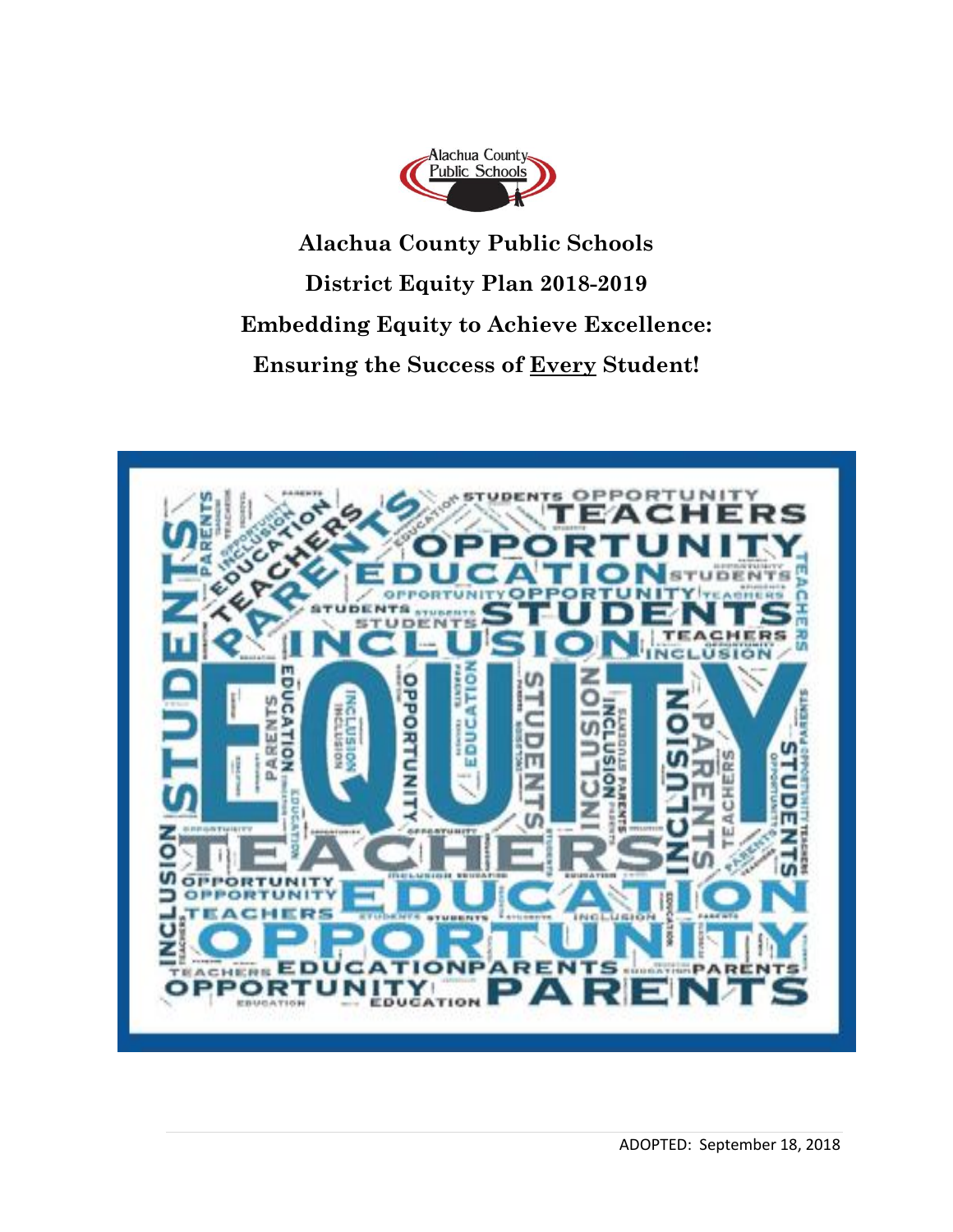# Alachua County Public Schools

## District Equity Plan 2018-2019

## Embedding Equity to Achieve Excellence:

## Ensuring the Success of Every Student!

ADOPTED: September 18, 2018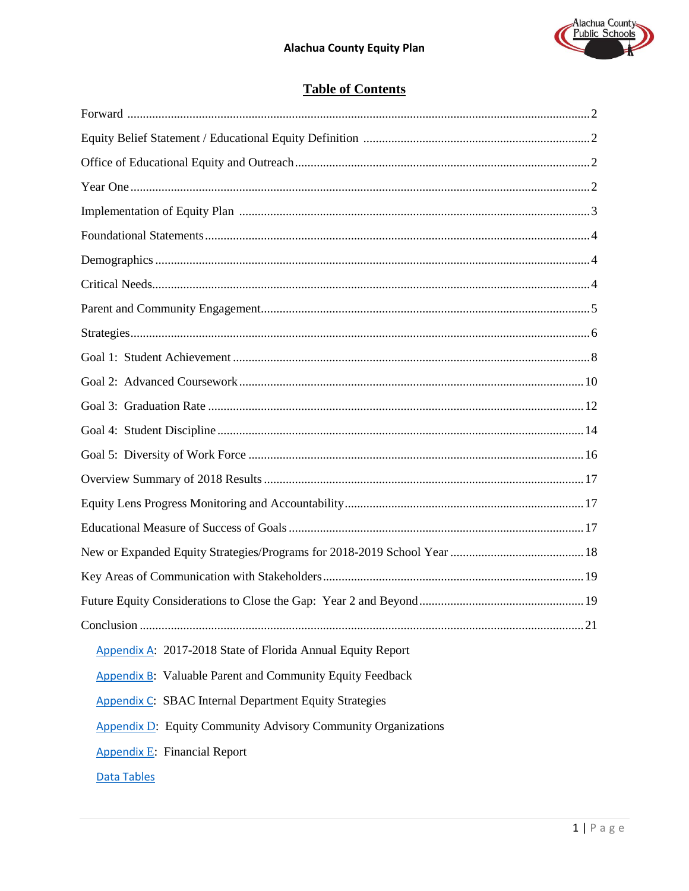# Table of Contents

Forward .......... 2

Equity Belief Statement / Educational Equity Definition .......... 2

Office of Educational Equity and Outreach .......... 2

Year One .......... 2

Implementation of Equity Plan .......... 3

Foundational Statements .......... 4

Demographics .......... 4

Critical Needs .......... 4

Parent and Community Engagement .......... 5

Strategies .......... 6

Goal 1: Student Achievement .......... 8

Goal 2: Advanced Coursework .......... 10

Goal 3: Graduation Rate .......... 12

Goal 4: Student Discipline .......... 14

Goal 5: Diversity of Work Force .......... 16

Overview Summary of 2018 Results .......... 17

Equity Lens Progress Monitoring and Accountability .......... 17

Educational Measure of Success of Goals .......... 17

New or Expanded Equity Strategies/Programs for 2018-2019 School Year .......... 18

Key Areas of Communication with Stakeholders .......... 19

Future Equity Considerations to Close the Gap: Year 2 and Beyond .......... 19

Conclusion .......... 21

- Appendix A: 2017-2018 State of Florida Annual Equity Report
- Appendix B: Valuable Parent and Community Equity Feedback
- Appendix C: SBAC Internal Department Equity Strategies
- Appendix D: Equity Community Advisory Community Organizations
- Appendix E: Financial Report
- Data Tables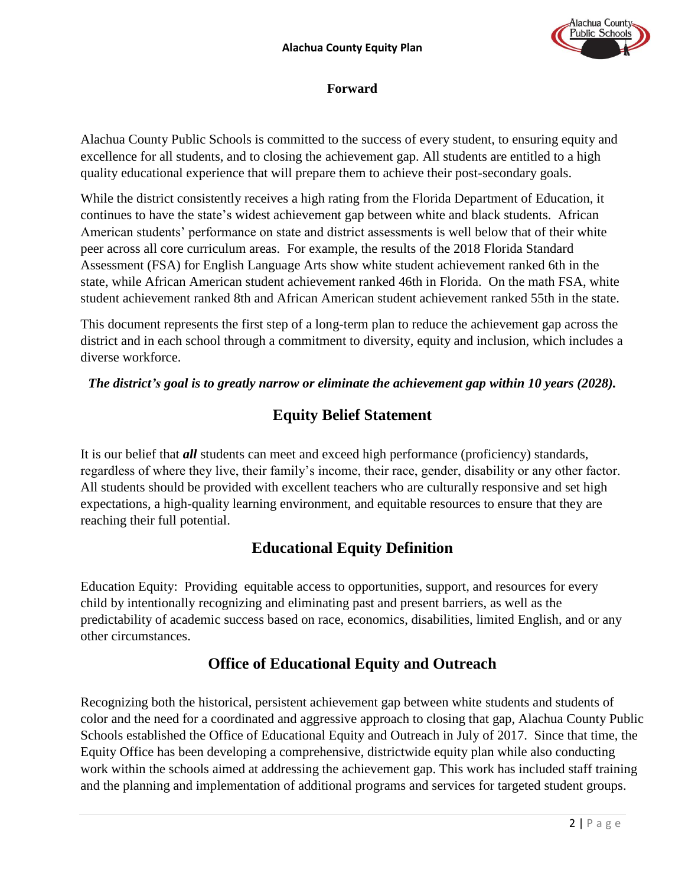## Forward

Alachua County Public Schools is committed to the success of every student, to ensuring equity and excellence for all students, and to closing the achievement gap. All students are entitled to a high quality educational experience that will prepare them to achieve their post-secondary goals.

While the district consistently receives a high rating from the Florida Department of Education, it continues to have the state's widest achievement gap between white and black students. African American students' performance on state and district assessments is well below that of their white peer across all core curriculum areas. For example, the results of the 2018 Florida Standard Assessment (FSA) for English Language Arts show white student achievement ranked 6th in the state, while African American student achievement ranked 46th in Florida. On the math FSA, white student achievement ranked 8th and African American student achievement ranked 55th in the state.

This document represents the first step of a long-term plan to reduce the achievement gap across the district and in each school through a commitment to diversity, equity and inclusion, which includes a diverse workforce.

***The district's goal is to greatly narrow or eliminate the achievement gap within 10 years (2028).***

## Equity Belief Statement

It is our belief that ***all*** students can meet and exceed high performance (proficiency) standards, regardless of where they live, their family's income, their race, gender, disability or any other factor. All students should be provided with excellent teachers who are culturally responsive and set high expectations, a high-quality learning environment, and equitable resources to ensure that they are reaching their full potential.

## Educational Equity Definition

Education Equity: Providing equitable access to opportunities, support, and resources for every child by intentionally recognizing and eliminating past and present barriers, as well as the predictability of academic success based on race, economics, disabilities, limited English, and or any other circumstances.

## Office of Educational Equity and Outreach

Recognizing both the historical, persistent achievement gap between white students and students of color and the need for a coordinated and aggressive approach to closing that gap, Alachua County Public Schools established the Office of Educational Equity and Outreach in July of 2017. Since that time, the Equity Office has been developing a comprehensive, districtwide equity plan while also conducting work within the schools aimed at addressing the achievement gap. This work has included staff training and the planning and implementation of additional programs and services for targeted student groups.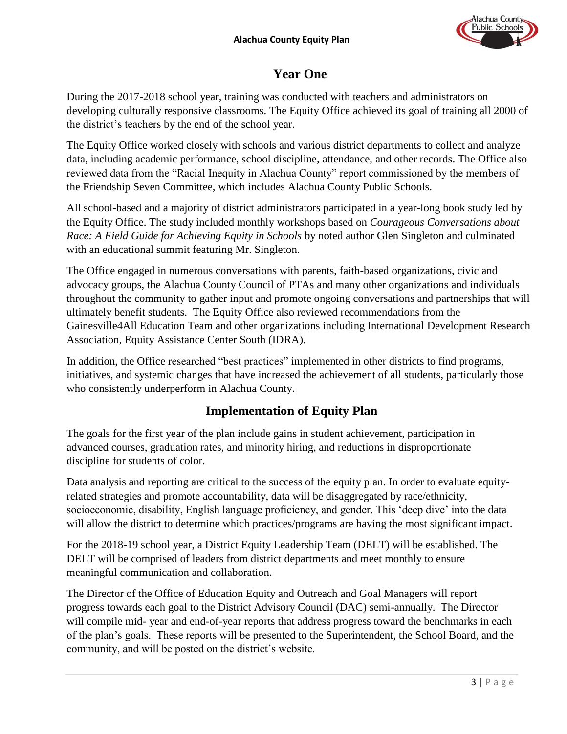## Year One

During the 2017-2018 school year, training was conducted with teachers and administrators on developing culturally responsive classrooms. The Equity Office achieved its goal of training all 2000 of the district's teachers by the end of the school year.

The Equity Office worked closely with schools and various district departments to collect and analyze data, including academic performance, school discipline, attendance, and other records. The Office also reviewed data from the "Racial Inequity in Alachua County" report commissioned by the members of the Friendship Seven Committee, which includes Alachua County Public Schools.

All school-based and a majority of district administrators participated in a year-long book study led by the Equity Office. The study included monthly workshops based on *Courageous Conversations about Race: A Field Guide for Achieving Equity in Schools* by noted author Glen Singleton and culminated with an educational summit featuring Mr. Singleton.

The Office engaged in numerous conversations with parents, faith-based organizations, civic and advocacy groups, the Alachua County Council of PTAs and many other organizations and individuals throughout the community to gather input and promote ongoing conversations and partnerships that will ultimately benefit students. The Equity Office also reviewed recommendations from the Gainesville4All Education Team and other organizations including International Development Research Association, Equity Assistance Center South (IDRA).

In addition, the Office researched "best practices" implemented in other districts to find programs, initiatives, and systemic changes that have increased the achievement of all students, particularly those who consistently underperform in Alachua County.

## Implementation of Equity Plan

The goals for the first year of the plan include gains in student achievement, participation in advanced courses, graduation rates, and minority hiring, and reductions in disproportionate discipline for students of color.

Data analysis and reporting are critical to the success of the equity plan. In order to evaluate equity-related strategies and promote accountability, data will be disaggregated by race/ethnicity, socioeconomic, disability, English language proficiency, and gender. This 'deep dive' into the data will allow the district to determine which practices/programs are having the most significant impact.

For the 2018-19 school year, a District Equity Leadership Team (DELT) will be established. The DELT will be comprised of leaders from district departments and meet monthly to ensure meaningful communication and collaboration.

The Director of the Office of Education Equity and Outreach and Goal Managers will report progress towards each goal to the District Advisory Council (DAC) semi-annually. The Director will compile mid- year and end-of-year reports that address progress toward the benchmarks in each of the plan's goals. These reports will be presented to the Superintendent, the School Board, and the community, and will be posted on the district's website.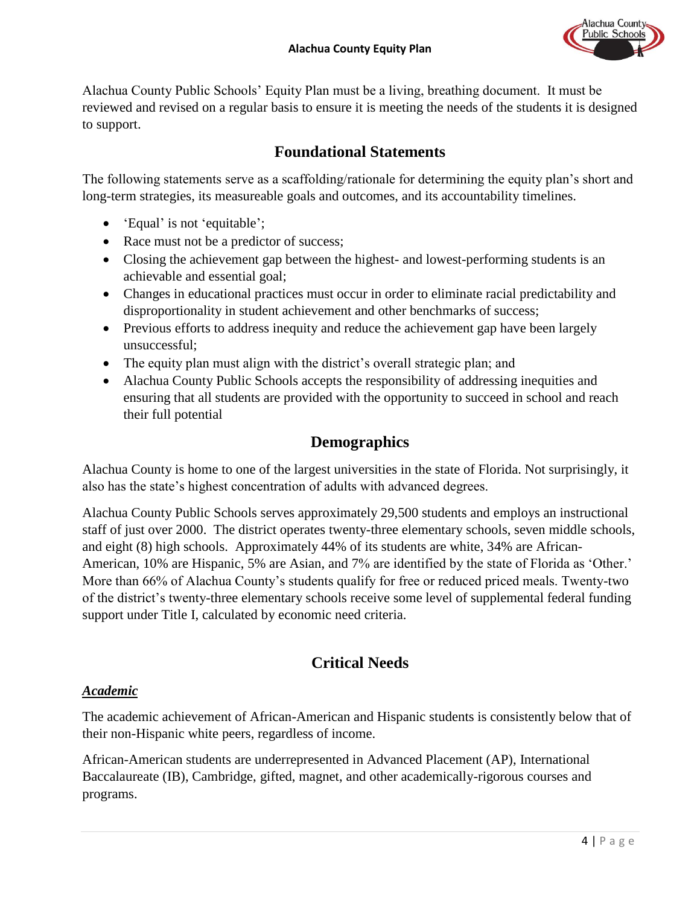Alachua County Public Schools' Equity Plan must be a living, breathing document. It must be reviewed and revised on a regular basis to ensure it is meeting the needs of the students it is designed to support.

## Foundational Statements

The following statements serve as a scaffolding/rationale for determining the equity plan's short and long-term strategies, its measureable goals and outcomes, and its accountability timelines.

- 'Equal' is not 'equitable';
- Race must not be a predictor of success;
- Closing the achievement gap between the highest- and lowest-performing students is an achievable and essential goal;
- Changes in educational practices must occur in order to eliminate racial predictability and disproportionality in student achievement and other benchmarks of success;
- Previous efforts to address inequity and reduce the achievement gap have been largely unsuccessful;
- The equity plan must align with the district's overall strategic plan; and
- Alachua County Public Schools accepts the responsibility of addressing inequities and ensuring that all students are provided with the opportunity to succeed in school and reach their full potential

## Demographics

Alachua County is home to one of the largest universities in the state of Florida. Not surprisingly, it also has the state's highest concentration of adults with advanced degrees.

Alachua County Public Schools serves approximately 29,500 students and employs an instructional staff of just over 2000. The district operates twenty-three elementary schools, seven middle schools, and eight (8) high schools. Approximately 44% of its students are white, 34% are African-American, 10% are Hispanic, 5% are Asian, and 7% are identified by the state of Florida as 'Other.' More than 66% of Alachua County's students qualify for free or reduced priced meals. Twenty-two of the district's twenty-three elementary schools receive some level of supplemental federal funding support under Title I, calculated by economic need criteria.

## Critical Needs

### ***Academic***

The academic achievement of African-American and Hispanic students is consistently below that of their non-Hispanic white peers, regardless of income.

African-American students are underrepresented in Advanced Placement (AP), International Baccalaureate (IB), Cambridge, gifted, magnet, and other academically-rigorous courses and programs.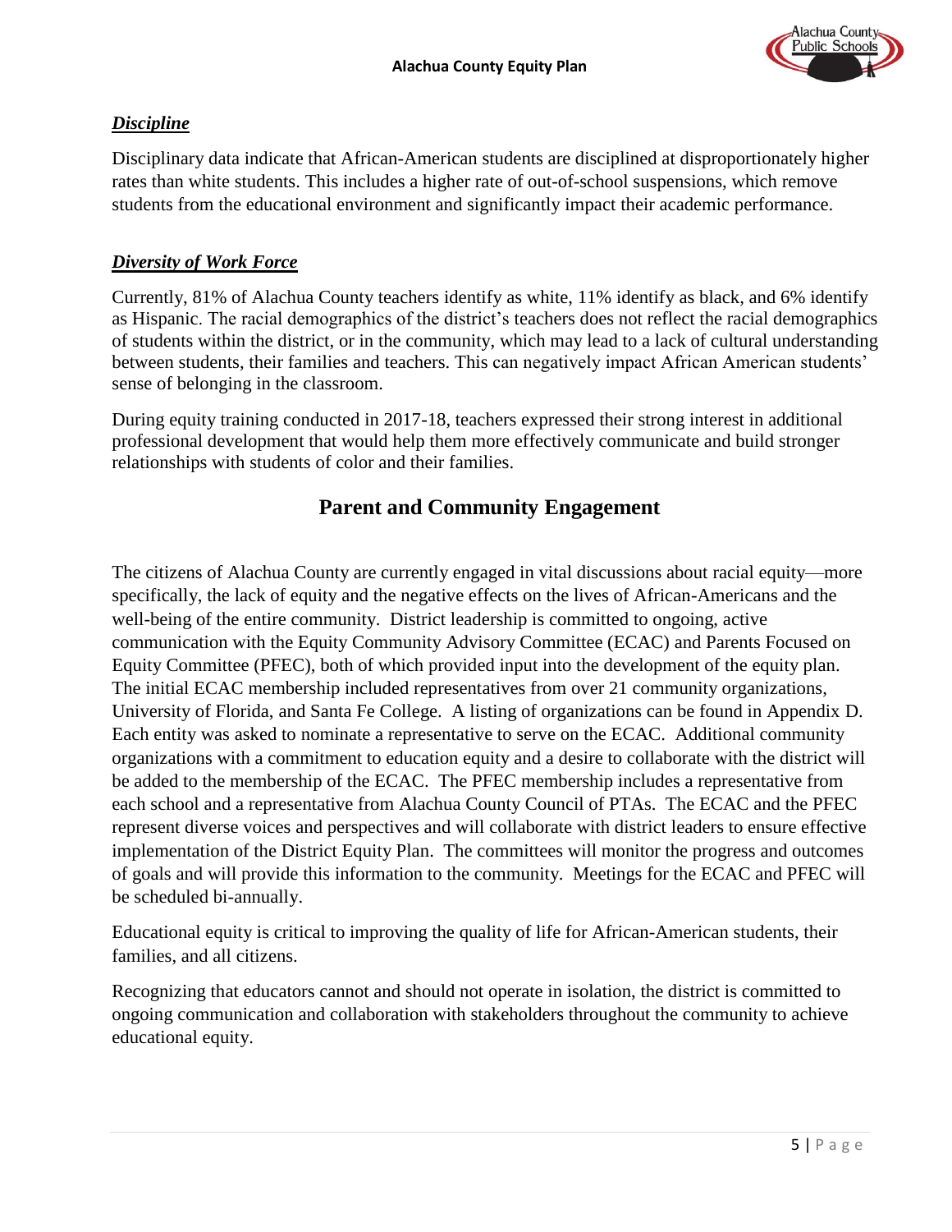### ***Discipline***

Disciplinary data indicate that African-American students are disciplined at disproportionately higher rates than white students. This includes a higher rate of out-of-school suspensions, which remove students from the educational environment and significantly impact their academic performance.

### ***Diversity of Work Force***

Currently, 81% of Alachua County teachers identify as white, 11% identify as black, and 6% identify as Hispanic. The racial demographics of the district's teachers does not reflect the racial demographics of students within the district, or in the community, which may lead to a lack of cultural understanding between students, their families and teachers. This can negatively impact African American students' sense of belonging in the classroom.

During equity training conducted in 2017-18, teachers expressed their strong interest in additional professional development that would help them more effectively communicate and build stronger relationships with students of color and their families.

## Parent and Community Engagement

The citizens of Alachua County are currently engaged in vital discussions about racial equity—more specifically, the lack of equity and the negative effects on the lives of African-Americans and the well-being of the entire community. District leadership is committed to ongoing, active communication with the Equity Community Advisory Committee (ECAC) and Parents Focused on Equity Committee (PFEC), both of which provided input into the development of the equity plan. The initial ECAC membership included representatives from over 21 community organizations, University of Florida, and Santa Fe College. A listing of organizations can be found in Appendix D. Each entity was asked to nominate a representative to serve on the ECAC. Additional community organizations with a commitment to education equity and a desire to collaborate with the district will be added to the membership of the ECAC. The PFEC membership includes a representative from each school and a representative from Alachua County Council of PTAs. The ECAC and the PFEC represent diverse voices and perspectives and will collaborate with district leaders to ensure effective implementation of the District Equity Plan. The committees will monitor the progress and outcomes of goals and will provide this information to the community. Meetings for the ECAC and PFEC will be scheduled bi-annually.

Educational equity is critical to improving the quality of life for African-American students, their families, and all citizens.

Recognizing that educators cannot and should not operate in isolation, the district is committed to ongoing communication and collaboration with stakeholders throughout the community to achieve educational equity.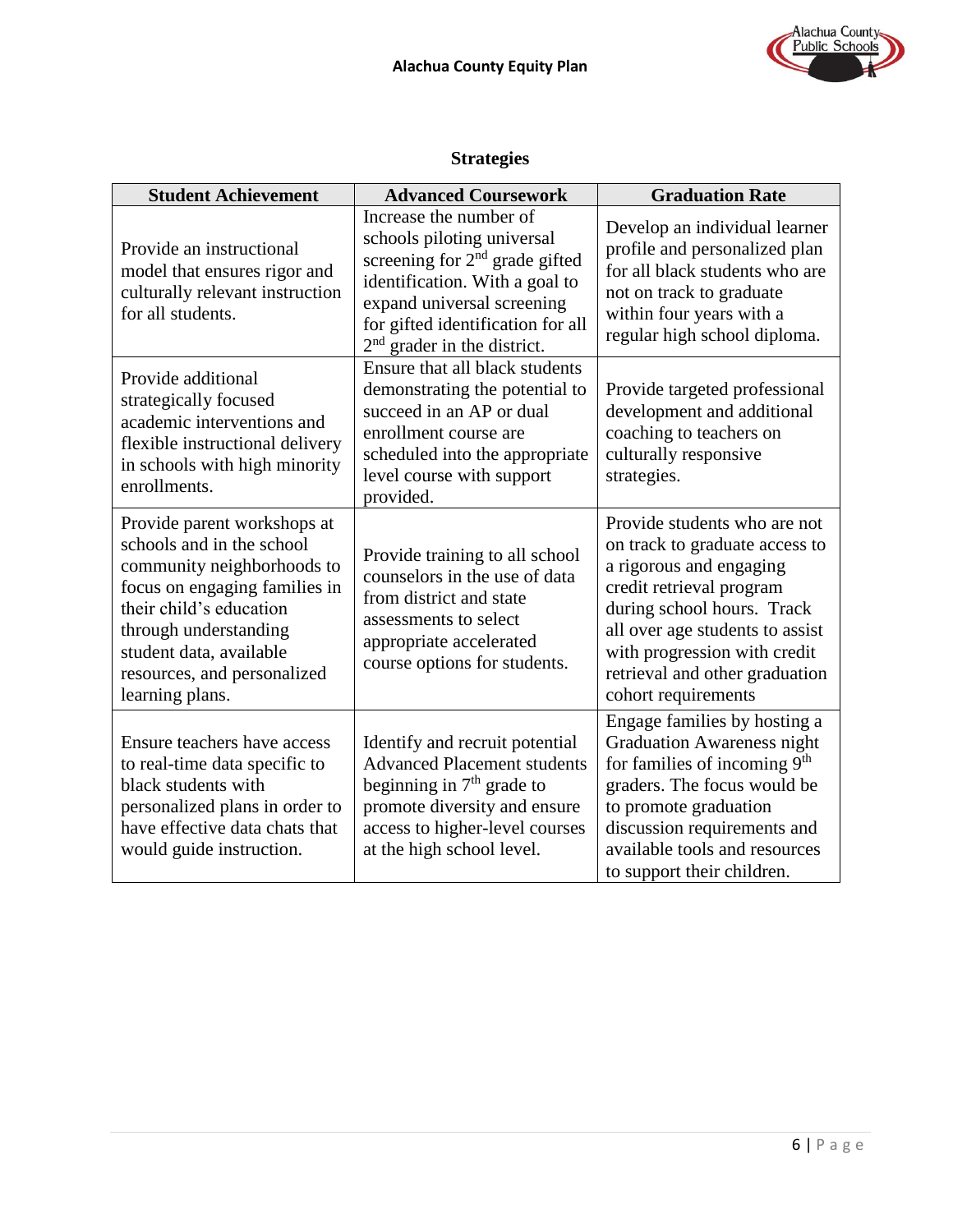## Strategies

| Student Achievement | Advanced Coursework | Graduation Rate |
|---|---|---|
| Provide an instructional model that ensures rigor and culturally relevant instruction for all students. | Increase the number of schools piloting universal screening for 2nd grade gifted identification. With a goal to expand universal screening for gifted identification for all 2nd grader in the district. | Develop an individual learner profile and personalized plan for all black students who are not on track to graduate within four years with a regular high school diploma. |
| Provide additional strategically focused academic interventions and flexible instructional delivery in schools with high minority enrollments. | Ensure that all black students demonstrating the potential to succeed in an AP or dual enrollment course are scheduled into the appropriate level course with support provided. | Provide targeted professional development and additional coaching to teachers on culturally responsive strategies. |
| Provide parent workshops at schools and in the school community neighborhoods to focus on engaging families in their child's education through understanding student data, available resources, and personalized learning plans. | Provide training to all school counselors in the use of data from district and state assessments to select appropriate accelerated course options for students. | Provide students who are not on track to graduate access to a rigorous and engaging credit retrieval program during school hours. Track all over age students to assist with progression with credit retrieval and other graduation cohort requirements |
| Ensure teachers have access to real-time data specific to black students with personalized plans in order to have effective data chats that would guide instruction. | Identify and recruit potential Advanced Placement students beginning in 7th grade to promote diversity and ensure access to higher-level courses at the high school level. | Engage families by hosting a Graduation Awareness night for families of incoming 9th graders. The focus would be to promote graduation discussion requirements and available tools and resources to support their children. |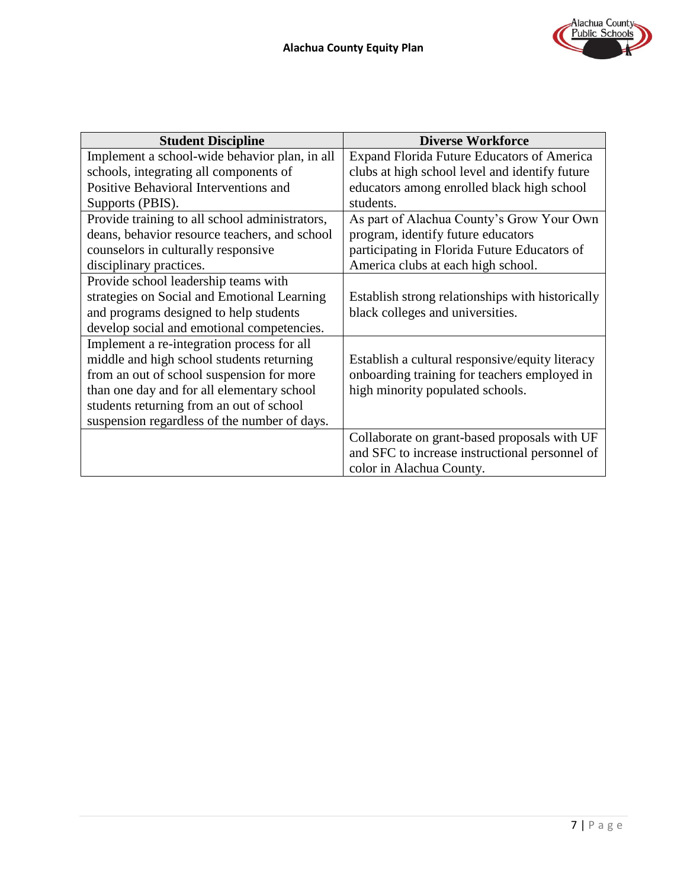| Student Discipline | Diverse Workforce |
|---|---|
| Implement a school-wide behavior plan, in all schools, integrating all components of Positive Behavioral Interventions and Supports (PBIS). | Expand Florida Future Educators of America clubs at high school level and identify future educators among enrolled black high school students. |
| Provide training to all school administrators, deans, behavior resource teachers, and school counselors in culturally responsive disciplinary practices. | As part of Alachua County's Grow Your Own program, identify future educators participating in Florida Future Educators of America clubs at each high school. |
| Provide school leadership teams with strategies on Social and Emotional Learning and programs designed to help students develop social and emotional competencies. | Establish strong relationships with historically black colleges and universities. |
| Implement a re-integration process for all middle and high school students returning from an out of school suspension for more than one day and for all elementary school students returning from an out of school suspension regardless of the number of days. | Establish a cultural responsive/equity literacy onboarding training for teachers employed in high minority populated schools. |
| | Collaborate on grant-based proposals with UF and SFC to increase instructional personnel of color in Alachua County. |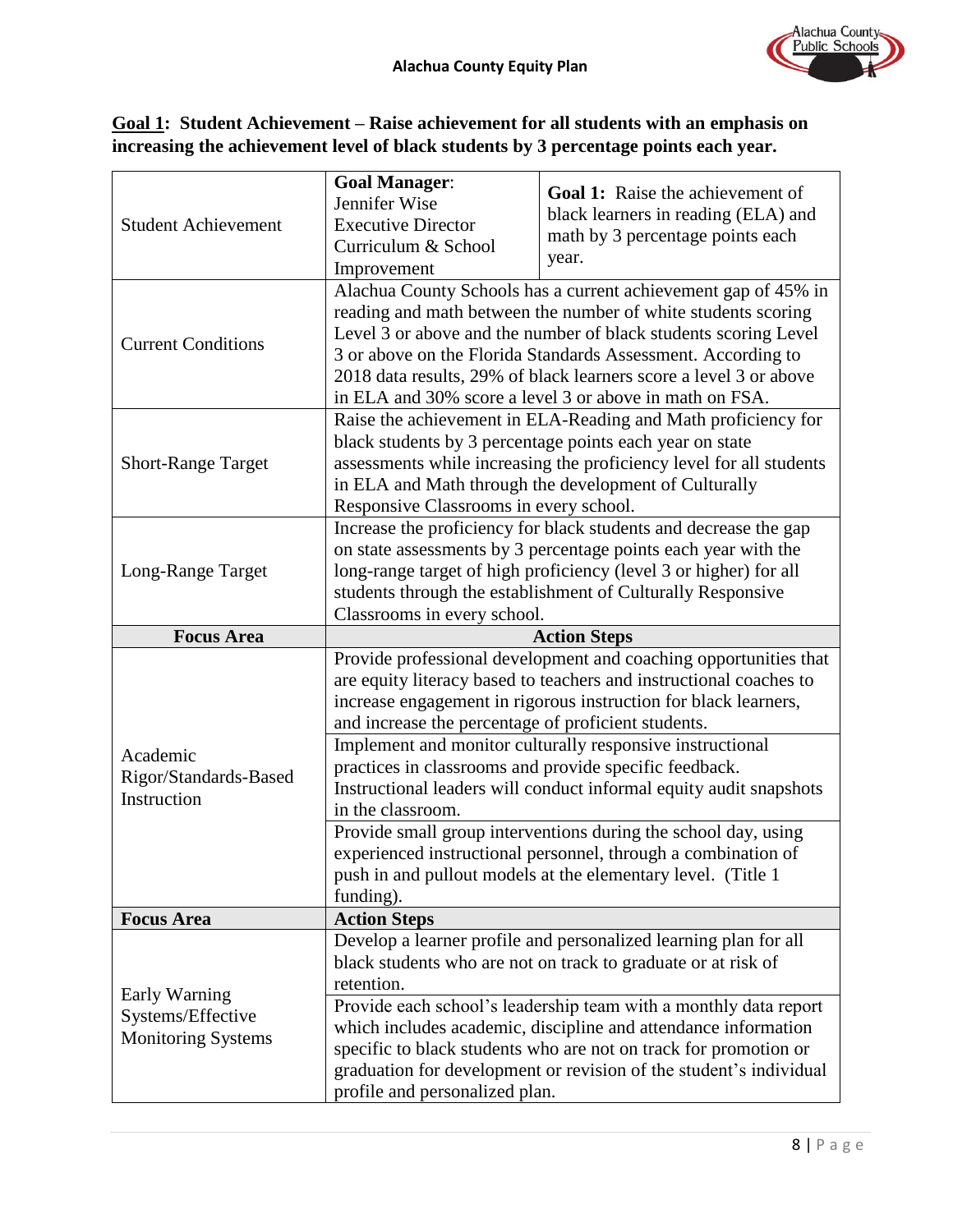**Goal 1: Student Achievement – Raise achievement for all students with an emphasis on increasing the achievement level of black students by 3 percentage points each year.**

| | | |
|---|---|---|
| Student Achievement | **Goal Manager**: Jennifer Wise Executive Director Curriculum & School Improvement | **Goal 1:** Raise the achievement of black learners in reading (ELA) and math by 3 percentage points each year. |
| Current Conditions | Alachua County Schools has a current achievement gap of 45% in reading and math between the number of white students scoring Level 3 or above and the number of black students scoring Level 3 or above on the Florida Standards Assessment. According to 2018 data results, 29% of black learners score a level 3 or above in ELA and 30% score a level 3 or above in math on FSA. | |
| Short-Range Target | Raise the achievement in ELA-Reading and Math proficiency for black students by 3 percentage points each year on state assessments while increasing the proficiency level for all students in ELA and Math through the development of Culturally Responsive Classrooms in every school. | |
| Long-Range Target | Increase the proficiency for black students and decrease the gap on state assessments by 3 percentage points each year with the long-range target of high proficiency (level 3 or higher) for all students through the establishment of Culturally Responsive Classrooms in every school. | |
| **Focus Area** | **Action Steps** | |
| Academic Rigor/Standards-Based Instruction | Provide professional development and coaching opportunities that are equity literacy based to teachers and instructional coaches to increase engagement in rigorous instruction for black learners, and increase the percentage of proficient students. | |
| | Implement and monitor culturally responsive instructional practices in classrooms and provide specific feedback. Instructional leaders will conduct informal equity audit snapshots in the classroom. | |
| | Provide small group interventions during the school day, using experienced instructional personnel, through a combination of push in and pullout models at the elementary level. (Title 1 funding). | |
| **Focus Area** | **Action Steps** | |
| Early Warning Systems/Effective Monitoring Systems | Develop a learner profile and personalized learning plan for all black students who are not on track to graduate or at risk of retention. | |
| | Provide each school's leadership team with a monthly data report which includes academic, discipline and attendance information specific to black students who are not on track for promotion or graduation for development or revision of the student's individual profile and personalized plan. | |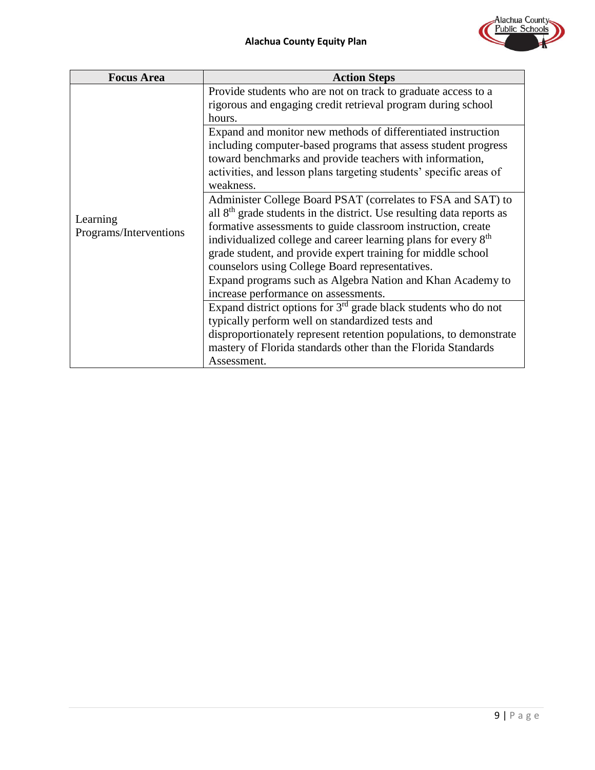| Focus Area | Action Steps |
|---|---|
| Learning Programs/Interventions | Provide students who are not on track to graduate access to a rigorous and engaging credit retrieval program during school hours. |
| | Expand and monitor new methods of differentiated instruction including computer-based programs that assess student progress toward benchmarks and provide teachers with information, activities, and lesson plans targeting students' specific areas of weakness. |
| | Administer College Board PSAT (correlates to FSA and SAT) to all 8th grade students in the district. Use resulting data reports as formative assessments to guide classroom instruction, create individualized college and career learning plans for every 8th grade student, and provide expert training for middle school counselors using College Board representatives. Expand programs such as Algebra Nation and Khan Academy to increase performance on assessments. |
| | Expand district options for 3rd grade black students who do not typically perform well on standardized tests and disproportionately represent retention populations, to demonstrate mastery of Florida standards other than the Florida Standards Assessment. |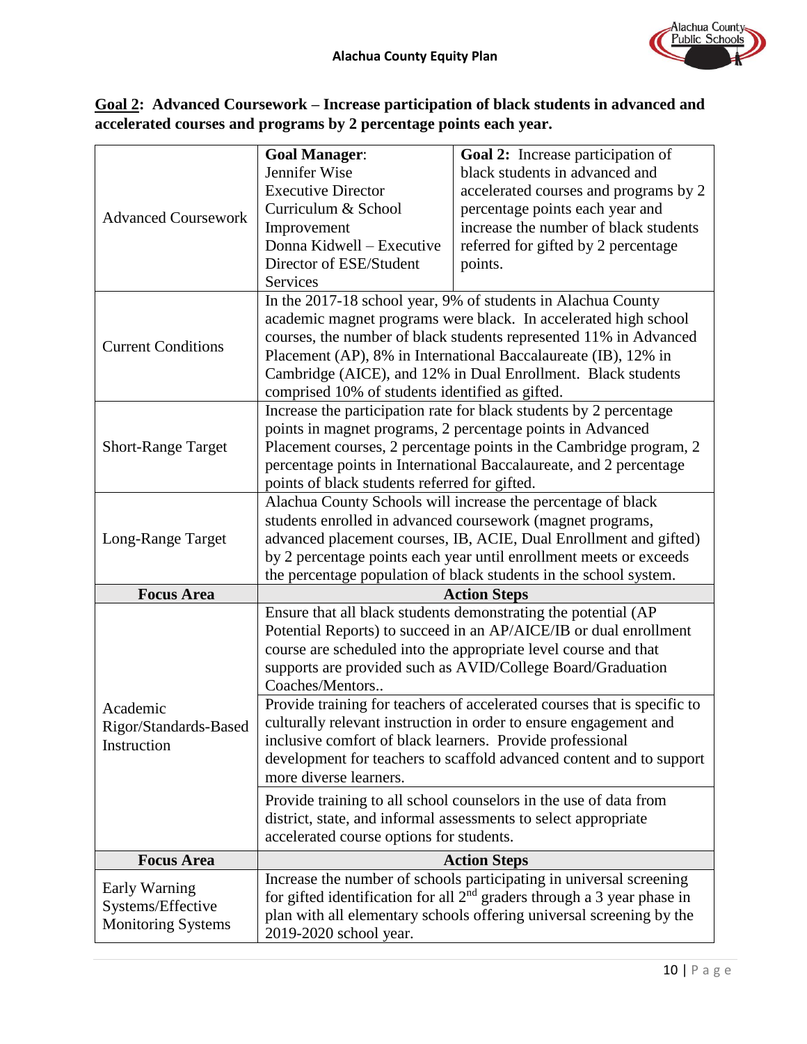**Goal 2: Advanced Coursework – Increase participation of black students in advanced and accelerated courses and programs by 2 percentage points each year.**

| | | |
|---|---|---|
| Advanced Coursework | **Goal Manager**: Jennifer Wise Executive Director Curriculum & School Improvement Donna Kidwell – Executive Director of ESE/Student Services | **Goal 2:** Increase participation of black students in advanced and accelerated courses and programs by 2 percentage points each year and increase the number of black students referred for gifted by 2 percentage points. |
| Current Conditions | In the 2017-18 school year, 9% of students in Alachua County academic magnet programs were black. In accelerated high school courses, the number of black students represented 11% in Advanced Placement (AP), 8% in International Baccalaureate (IB), 12% in Cambridge (AICE), and 12% in Dual Enrollment. Black students comprised 10% of students identified as gifted. | |
| Short-Range Target | Increase the participation rate for black students by 2 percentage points in magnet programs, 2 percentage points in Advanced Placement courses, 2 percentage points in the Cambridge program, 2 percentage points in International Baccalaureate, and 2 percentage points of black students referred for gifted. | |
| Long-Range Target | Alachua County Schools will increase the percentage of black students enrolled in advanced coursework (magnet programs, advanced placement courses, IB, ACIE, Dual Enrollment and gifted) by 2 percentage points each year until enrollment meets or exceeds the percentage population of black students in the school system. | |
| **Focus Area** | **Action Steps** | |
| Academic Rigor/Standards-Based Instruction | Ensure that all black students demonstrating the potential (AP Potential Reports) to succeed in an AP/AICE/IB or dual enrollment course are scheduled into the appropriate level course and that supports are provided such as AVID/College Board/Graduation Coaches/Mentors.. | |
| | Provide training for teachers of accelerated courses that is specific to culturally relevant instruction in order to ensure engagement and inclusive comfort of black learners. Provide professional development for teachers to scaffold advanced content and to support more diverse learners. | |
| | Provide training to all school counselors in the use of data from district, state, and informal assessments to select appropriate accelerated course options for students. | |
| **Focus Area** | **Action Steps** | |
| Early Warning Systems/Effective Monitoring Systems | Increase the number of schools participating in universal screening for gifted identification for all 2nd graders through a 3 year phase in plan with all elementary schools offering universal screening by the 2019-2020 school year. | |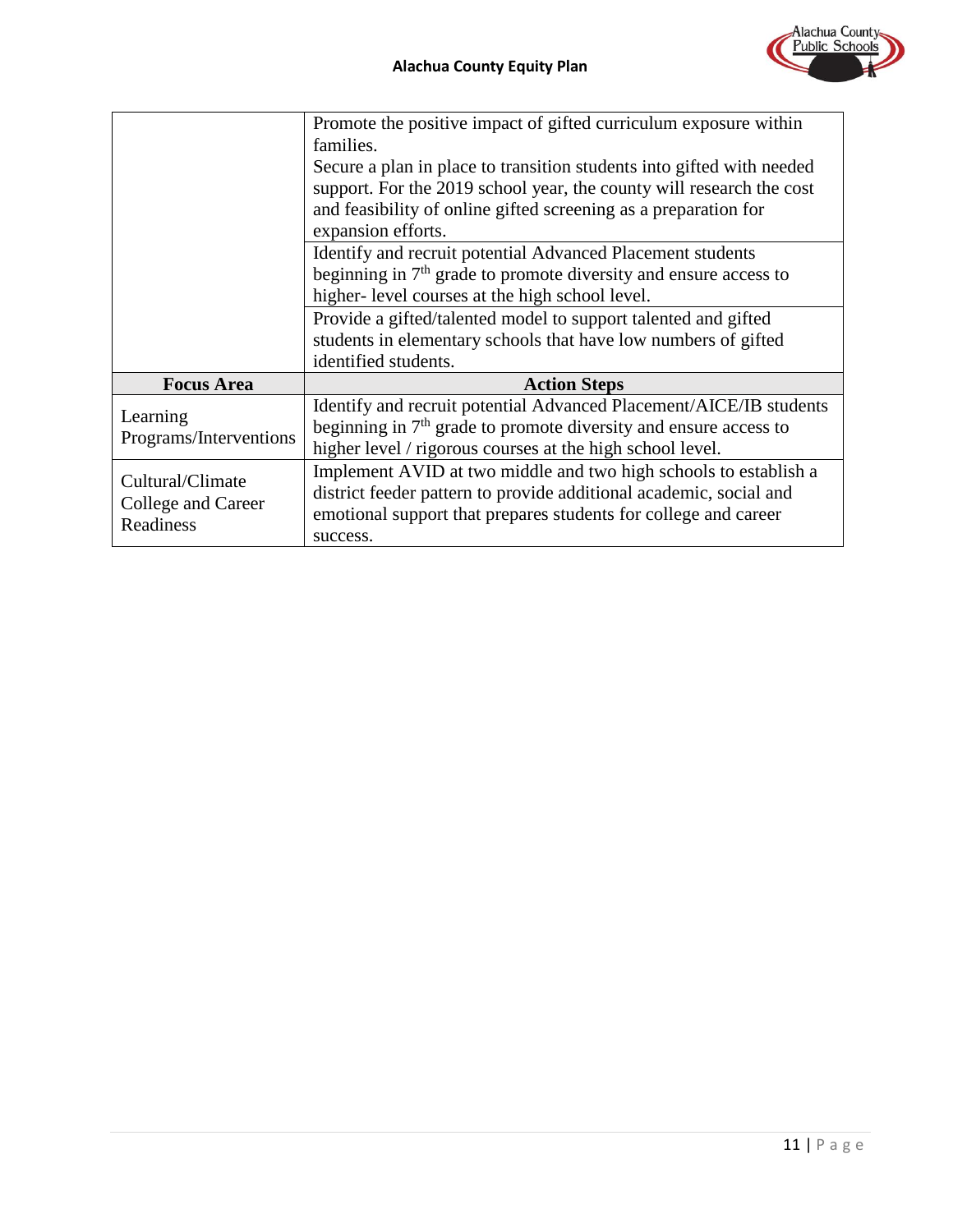| | |
|---|---|
| | Promote the positive impact of gifted curriculum exposure within families.<br>Secure a plan in place to transition students into gifted with needed support. For the 2019 school year, the county will research the cost and feasibility of online gifted screening as a preparation for expansion efforts. |
| | Identify and recruit potential Advanced Placement students beginning in 7th grade to promote diversity and ensure access to higher- level courses at the high school level. |
| | Provide a gifted/talented model to support talented and gifted students in elementary schools that have low numbers of gifted identified students. |
| **Focus Area** | **Action Steps** |
| Learning Programs/Interventions | Identify and recruit potential Advanced Placement/AICE/IB students beginning in 7th grade to promote diversity and ensure access to higher level / rigorous courses at the high school level. |
| Cultural/Climate College and Career Readiness | Implement AVID at two middle and two high schools to establish a district feeder pattern to provide additional academic, social and emotional support that prepares students for college and career success. |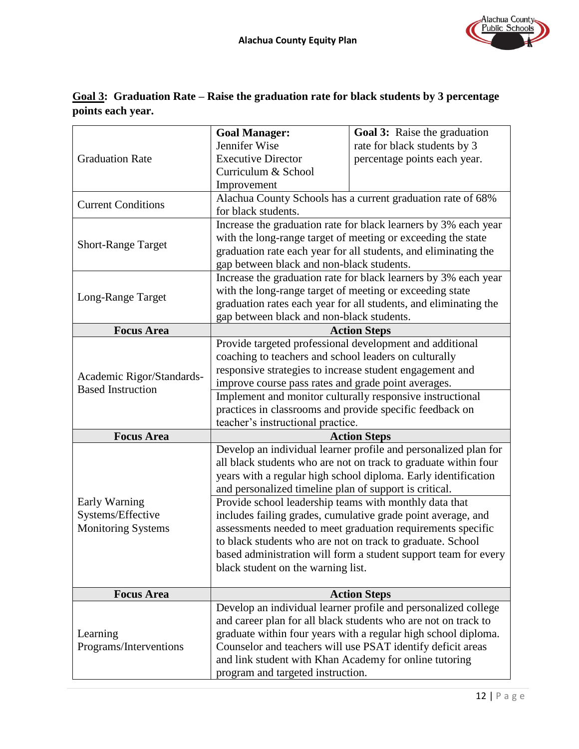**Goal 3: Graduation Rate – Raise the graduation rate for black students by 3 percentage points each year.**

| | | |
|---|---|---|
| Graduation Rate | **Goal Manager:** Jennifer Wise Executive Director Curriculum & School Improvement | **Goal 3:** Raise the graduation rate for black students by 3 percentage points each year. |
| Current Conditions | Alachua County Schools has a current graduation rate of 68% for black students. | |
| Short-Range Target | Increase the graduation rate for black learners by 3% each year with the long-range target of meeting or exceeding the state graduation rate each year for all students, and eliminating the gap between black and non-black students. | |
| Long-Range Target | Increase the graduation rate for black learners by 3% each year with the long-range target of meeting or exceeding state graduation rates each year for all students, and eliminating the gap between black and non-black students. | |
| **Focus Area** | **Action Steps** | |
| Academic Rigor/Standards-Based Instruction | Provide targeted professional development and additional coaching to teachers and school leaders on culturally responsive strategies to increase student engagement and improve course pass rates and grade point averages. | |
| | Implement and monitor culturally responsive instructional practices in classrooms and provide specific feedback on teacher's instructional practice. | |
| **Focus Area** | **Action Steps** | |
| Early Warning Systems/Effective Monitoring Systems | Develop an individual learner profile and personalized plan for all black students who are not on track to graduate within four years with a regular high school diploma. Early identification and personalized timeline plan of support is critical. | |
| | Provide school leadership teams with monthly data that includes failing grades, cumulative grade point average, and assessments needed to meet graduation requirements specific to black students who are not on track to graduate. School based administration will form a student support team for every black student on the warning list. | |
| **Focus Area** | **Action Steps** | |
| Learning Programs/Interventions | Develop an individual learner profile and personalized college and career plan for all black students who are not on track to graduate within four years with a regular high school diploma. Counselor and teachers will use PSAT identify deficit areas and link student with Khan Academy for online tutoring program and targeted instruction. | |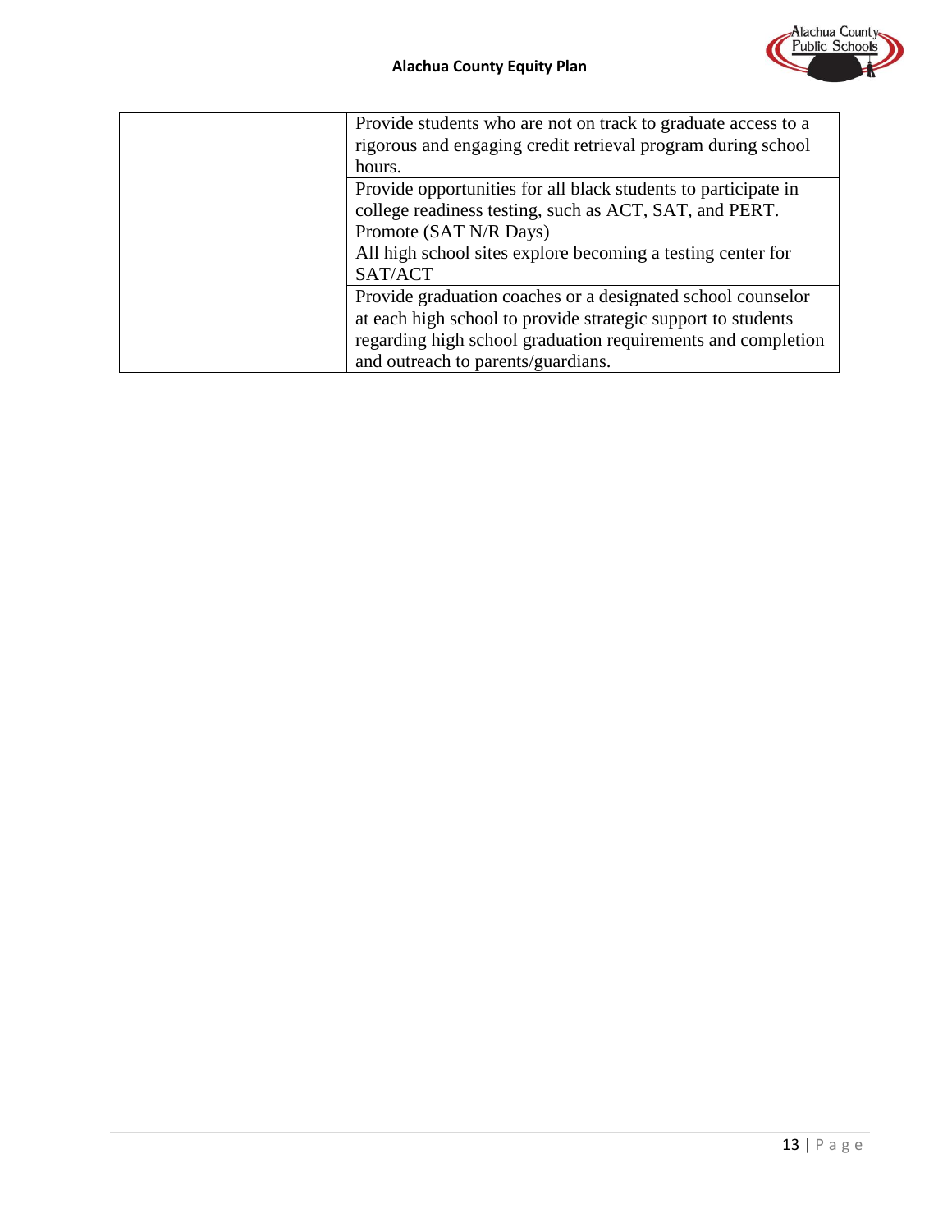| | |
|---|---|
| | Provide students who are not on track to graduate access to a rigorous and engaging credit retrieval program during school hours. |
| | Provide opportunities for all black students to participate in college readiness testing, such as ACT, SAT, and PERT. Promote (SAT N/R Days)<br>All high school sites explore becoming a testing center for SAT/ACT |
| | Provide graduation coaches or a designated school counselor at each high school to provide strategic support to students regarding high school graduation requirements and completion and outreach to parents/guardians. |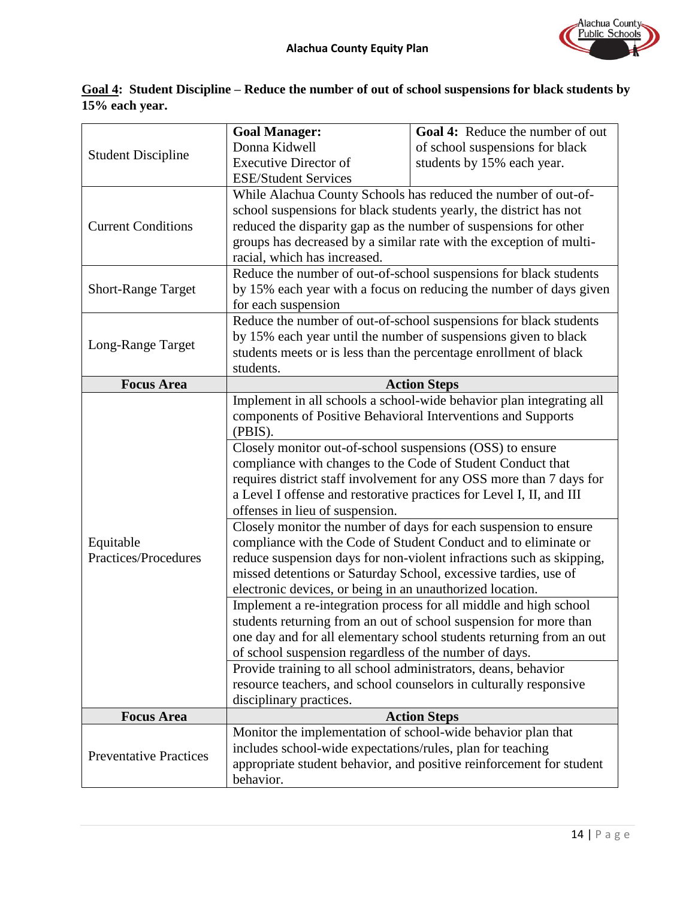**Goal 4: Student Discipline – Reduce the number of out of school suspensions for black students by 15% each year.**

| | | |
|---|---|---|
| Student Discipline | **Goal Manager:** Donna Kidwell Executive Director of ESE/Student Services | **Goal 4:** Reduce the number of out of school suspensions for black students by 15% each year. |
| Current Conditions | While Alachua County Schools has reduced the number of out-of-school suspensions for black students yearly, the district has not reduced the disparity gap as the number of suspensions for other groups has decreased by a similar rate with the exception of multi-racial, which has increased. | |
| Short-Range Target | Reduce the number of out-of-school suspensions for black students by 15% each year with a focus on reducing the number of days given for each suspension | |
| Long-Range Target | Reduce the number of out-of-school suspensions for black students by 15% each year until the number of suspensions given to black students meets or is less than the percentage enrollment of black students. | |
| **Focus Area** | **Action Steps** | |
| Equitable Practices/Procedures | Implement in all schools a school-wide behavior plan integrating all components of Positive Behavioral Interventions and Supports (PBIS). | |
| | Closely monitor out-of-school suspensions (OSS) to ensure compliance with changes to the Code of Student Conduct that requires district staff involvement for any OSS more than 7 days for a Level I offense and restorative practices for Level I, II, and III offenses in lieu of suspension. | |
| | Closely monitor the number of days for each suspension to ensure compliance with the Code of Student Conduct and to eliminate or reduce suspension days for non-violent infractions such as skipping, missed detentions or Saturday School, excessive tardies, use of electronic devices, or being in an unauthorized location. | |
| | Implement a re-integration process for all middle and high school students returning from an out of school suspension for more than one day and for all elementary school students returning from an out of school suspension regardless of the number of days. | |
| | Provide training to all school administrators, deans, behavior resource teachers, and school counselors in culturally responsive disciplinary practices. | |
| **Focus Area** | **Action Steps** | |
| Preventative Practices | Monitor the implementation of school-wide behavior plan that includes school-wide expectations/rules, plan for teaching appropriate student behavior, and positive reinforcement for student behavior. | |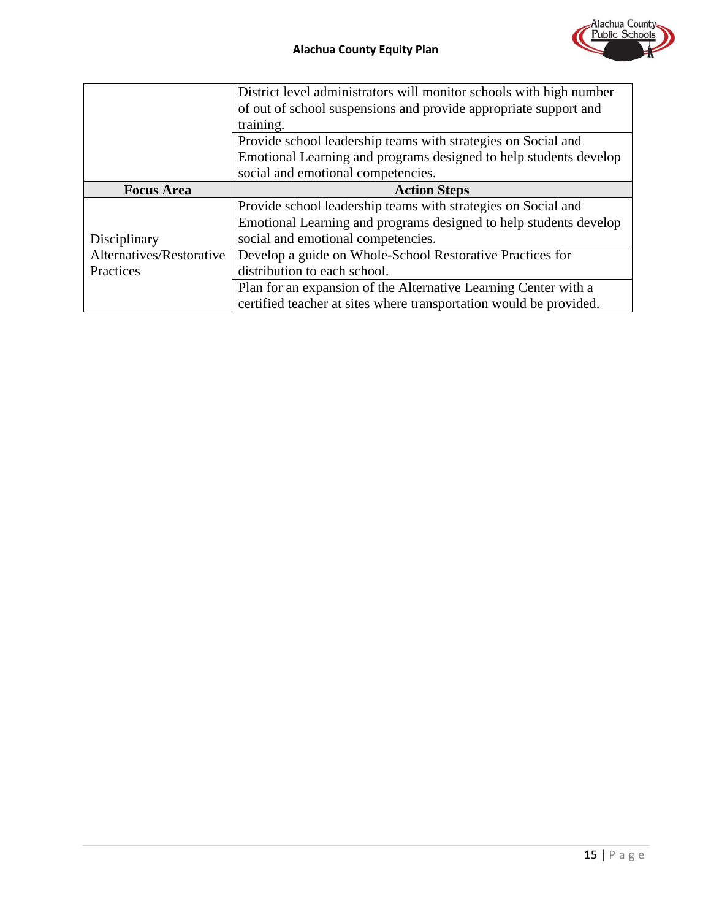| | |
|---|---|
| | District level administrators will monitor schools with high number of out of school suspensions and provide appropriate support and training. |
| | Provide school leadership teams with strategies on Social and Emotional Learning and programs designed to help students develop social and emotional competencies. |
| **Focus Area** | **Action Steps** |
| Disciplinary Alternatives/Restorative Practices | Provide school leadership teams with strategies on Social and Emotional Learning and programs designed to help students develop social and emotional competencies. |
| | Develop a guide on Whole-School Restorative Practices for distribution to each school. |
| | Plan for an expansion of the Alternative Learning Center with a certified teacher at sites where transportation would be provided. |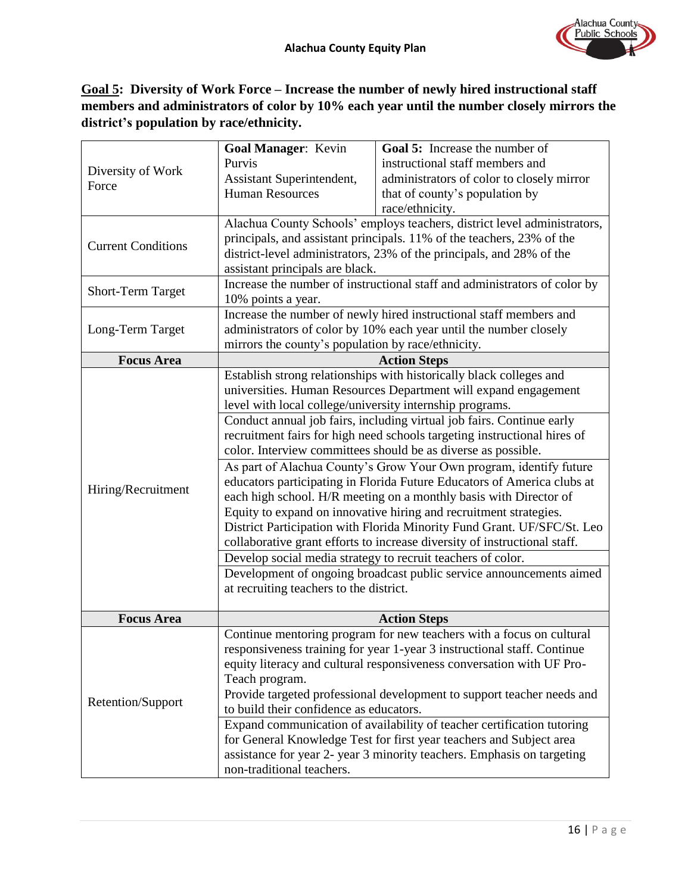**Goal 5: Diversity of Work Force – Increase the number of newly hired instructional staff members and administrators of color by 10% each year until the number closely mirrors the district's population by race/ethnicity.**

| | | |
|---|---|---|
| Diversity of Work Force | **Goal Manager**: Kevin Purvis<br>Assistant Superintendent, Human Resources | **Goal 5:** Increase the number of instructional staff members and administrators of color to closely mirror that of county's population by race/ethnicity. |
| Current Conditions | Alachua County Schools' employs teachers, district level administrators, principals, and assistant principals. 11% of the teachers, 23% of the district-level administrators, 23% of the principals, and 28% of the assistant principals are black. | |
| Short-Term Target | Increase the number of instructional staff and administrators of color by 10% points a year. | |
| Long-Term Target | Increase the number of newly hired instructional staff members and administrators of color by 10% each year until the number closely mirrors the county's population by race/ethnicity. | |
| **Focus Area** | **Action Steps** | |
| Hiring/Recruitment | Establish strong relationships with historically black colleges and universities. Human Resources Department will expand engagement level with local college/university internship programs. | |
| | Conduct annual job fairs, including virtual job fairs. Continue early recruitment fairs for high need schools targeting instructional hires of color. Interview committees should be as diverse as possible. | |
| | As part of Alachua County's Grow Your Own program, identify future educators participating in Florida Future Educators of America clubs at each high school. H/R meeting on a monthly basis with Director of Equity to expand on innovative hiring and recruitment strategies. District Participation with Florida Minority Fund Grant. UF/SFC/St. Leo collaborative grant efforts to increase diversity of instructional staff. | |
| | Develop social media strategy to recruit teachers of color. | |
| | Development of ongoing broadcast public service announcements aimed at recruiting teachers to the district. | |
| **Focus Area** | **Action Steps** | |
| Retention/Support | Continue mentoring program for new teachers with a focus on cultural responsiveness training for year 1-year 3 instructional staff. Continue equity literacy and cultural responsiveness conversation with UF Pro-Teach program.<br>Provide targeted professional development to support teacher needs and to build their confidence as educators. | |
| | Expand communication of availability of teacher certification tutoring for General Knowledge Test for first year teachers and Subject area assistance for year 2- year 3 minority teachers. Emphasis on targeting non-traditional teachers. | |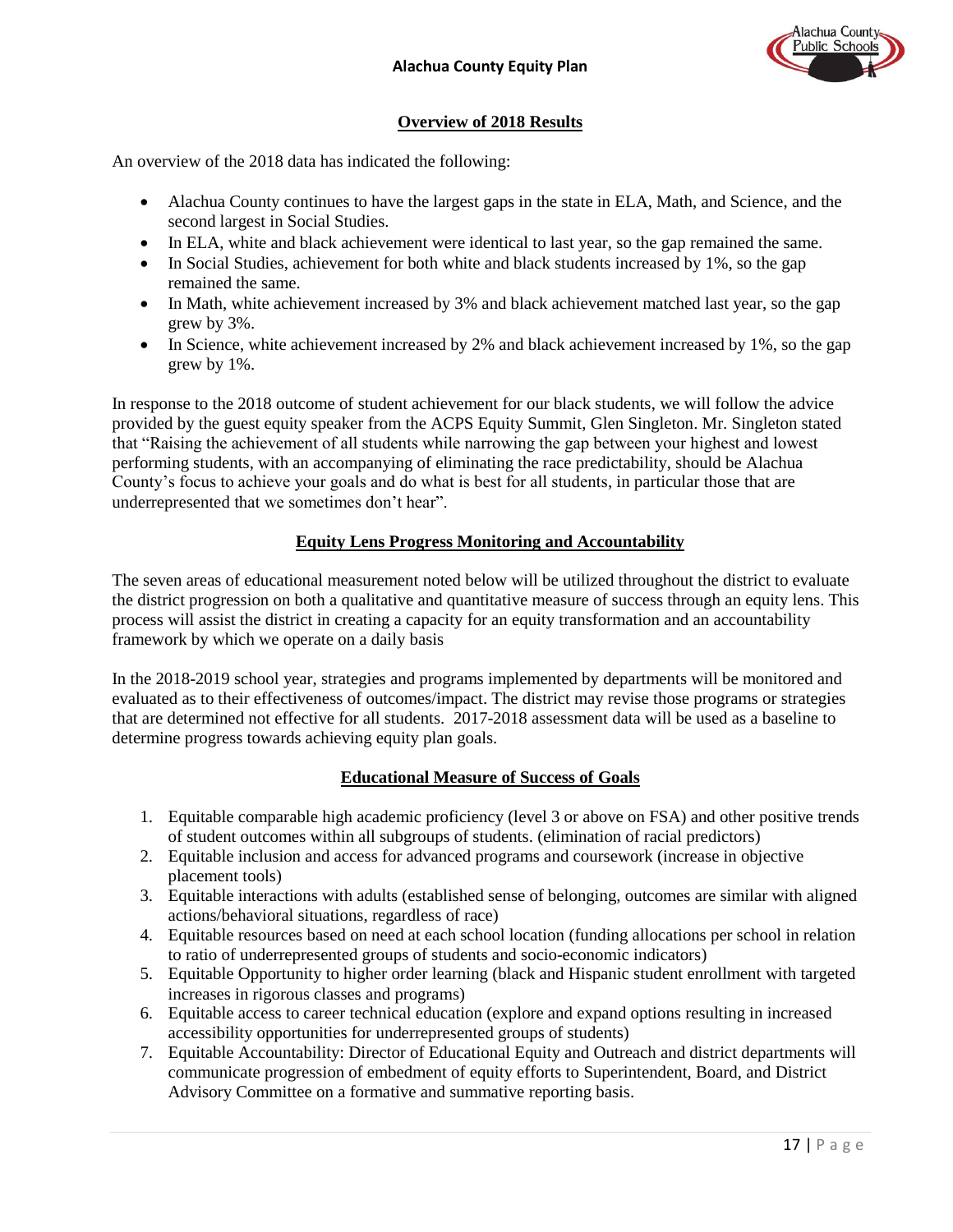## Overview of 2018 Results

An overview of the 2018 data has indicated the following:

- Alachua County continues to have the largest gaps in the state in ELA, Math, and Science, and the second largest in Social Studies.
- In ELA, white and black achievement were identical to last year, so the gap remained the same.
- In Social Studies, achievement for both white and black students increased by 1%, so the gap remained the same.
- In Math, white achievement increased by 3% and black achievement matched last year, so the gap grew by 3%.
- In Science, white achievement increased by 2% and black achievement increased by 1%, so the gap grew by 1%.

In response to the 2018 outcome of student achievement for our black students, we will follow the advice provided by the guest equity speaker from the ACPS Equity Summit, Glen Singleton. Mr. Singleton stated that "Raising the achievement of all students while narrowing the gap between your highest and lowest performing students, with an accompanying of eliminating the race predictability, should be Alachua County's focus to achieve your goals and do what is best for all students, in particular those that are underrepresented that we sometimes don't hear".

## Equity Lens Progress Monitoring and Accountability

The seven areas of educational measurement noted below will be utilized throughout the district to evaluate the district progression on both a qualitative and quantitative measure of success through an equity lens. This process will assist the district in creating a capacity for an equity transformation and an accountability framework by which we operate on a daily basis

In the 2018-2019 school year, strategies and programs implemented by departments will be monitored and evaluated as to their effectiveness of outcomes/impact. The district may revise those programs or strategies that are determined not effective for all students. 2017-2018 assessment data will be used as a baseline to determine progress towards achieving equity plan goals.

## Educational Measure of Success of Goals

1. Equitable comparable high academic proficiency (level 3 or above on FSA) and other positive trends of student outcomes within all subgroups of students. (elimination of racial predictors)
2. Equitable inclusion and access for advanced programs and coursework (increase in objective placement tools)
3. Equitable interactions with adults (established sense of belonging, outcomes are similar with aligned actions/behavioral situations, regardless of race)
4. Equitable resources based on need at each school location (funding allocations per school in relation to ratio of underrepresented groups of students and socio-economic indicators)
5. Equitable Opportunity to higher order learning (black and Hispanic student enrollment with targeted increases in rigorous classes and programs)
6. Equitable access to career technical education (explore and expand options resulting in increased accessibility opportunities for underrepresented groups of students)
7. Equitable Accountability: Director of Educational Equity and Outreach and district departments will communicate progression of embedment of equity efforts to Superintendent, Board, and District Advisory Committee on a formative and summative reporting basis.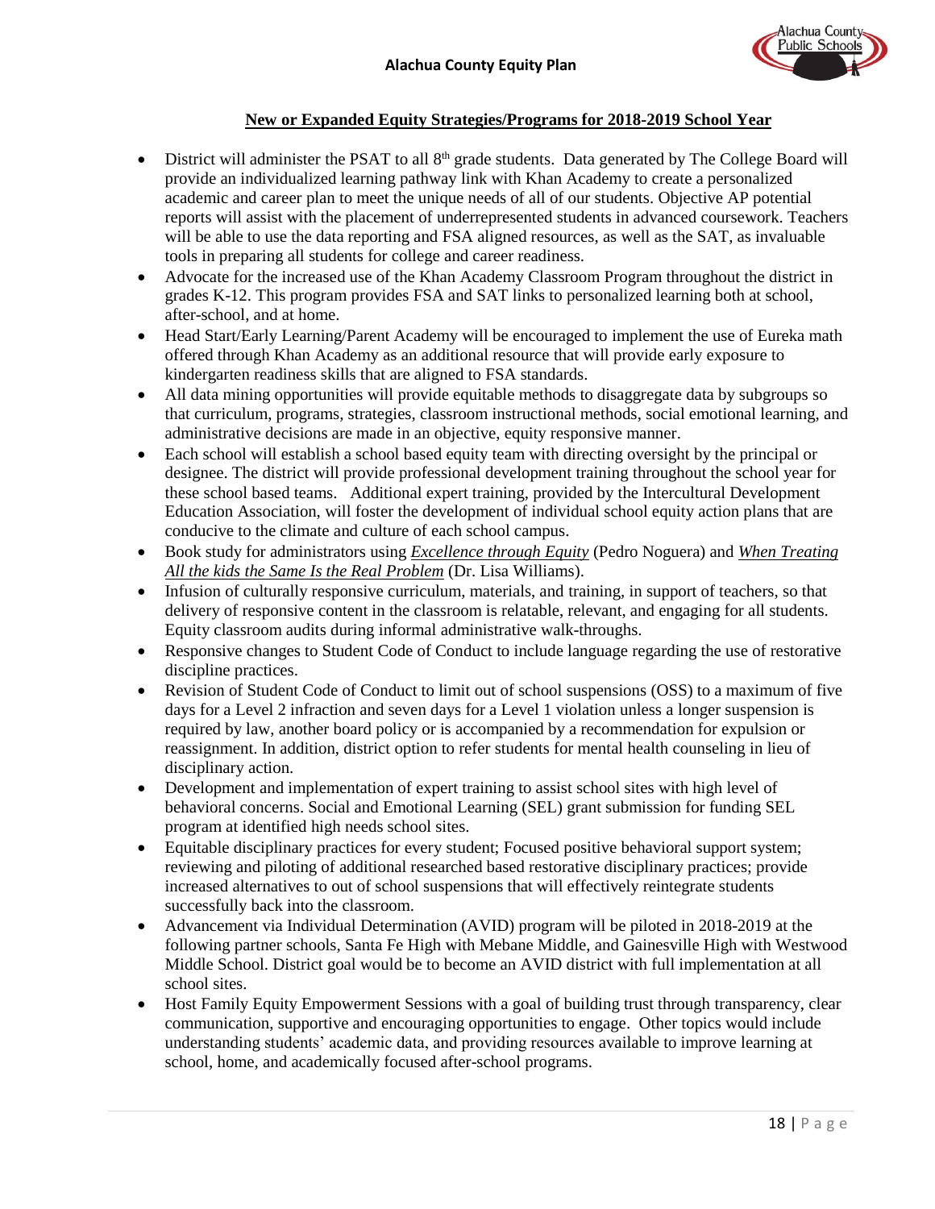## New or Expanded Equity Strategies/Programs for 2018-2019 School Year

- District will administer the PSAT to all 8th grade students. Data generated by The College Board will provide an individualized learning pathway link with Khan Academy to create a personalized academic and career plan to meet the unique needs of all of our students. Objective AP potential reports will assist with the placement of underrepresented students in advanced coursework. Teachers will be able to use the data reporting and FSA aligned resources, as well as the SAT, as invaluable tools in preparing all students for college and career readiness.
- Advocate for the increased use of the Khan Academy Classroom Program throughout the district in grades K-12. This program provides FSA and SAT links to personalized learning both at school, after-school, and at home.
- Head Start/Early Learning/Parent Academy will be encouraged to implement the use of Eureka math offered through Khan Academy as an additional resource that will provide early exposure to kindergarten readiness skills that are aligned to FSA standards.
- All data mining opportunities will provide equitable methods to disaggregate data by subgroups so that curriculum, programs, strategies, classroom instructional methods, social emotional learning, and administrative decisions are made in an objective, equity responsive manner.
- Each school will establish a school based equity team with directing oversight by the principal or designee. The district will provide professional development training throughout the school year for these school based teams. Additional expert training, provided by the Intercultural Development Education Association, will foster the development of individual school equity action plans that are conducive to the climate and culture of each school campus.
- Book study for administrators using ***Excellence through Equity*** (Pedro Noguera) and ***When Treating All the kids the Same Is the Real Problem*** (Dr. Lisa Williams).
- Infusion of culturally responsive curriculum, materials, and training, in support of teachers, so that delivery of responsive content in the classroom is relatable, relevant, and engaging for all students. Equity classroom audits during informal administrative walk-throughs.
- Responsive changes to Student Code of Conduct to include language regarding the use of restorative discipline practices.
- Revision of Student Code of Conduct to limit out of school suspensions (OSS) to a maximum of five days for a Level 2 infraction and seven days for a Level 1 violation unless a longer suspension is required by law, another board policy or is accompanied by a recommendation for expulsion or reassignment. In addition, district option to refer students for mental health counseling in lieu of disciplinary action.
- Development and implementation of expert training to assist school sites with high level of behavioral concerns. Social and Emotional Learning (SEL) grant submission for funding SEL program at identified high needs school sites.
- Equitable disciplinary practices for every student; Focused positive behavioral support system; reviewing and piloting of additional researched based restorative disciplinary practices; provide increased alternatives to out of school suspensions that will effectively reintegrate students successfully back into the classroom.
- Advancement via Individual Determination (AVID) program will be piloted in 2018-2019 at the following partner schools, Santa Fe High with Mebane Middle, and Gainesville High with Westwood Middle School. District goal would be to become an AVID district with full implementation at all school sites.
- Host Family Equity Empowerment Sessions with a goal of building trust through transparency, clear communication, supportive and encouraging opportunities to engage. Other topics would include understanding students' academic data, and providing resources available to improve learning at school, home, and academically focused after-school programs.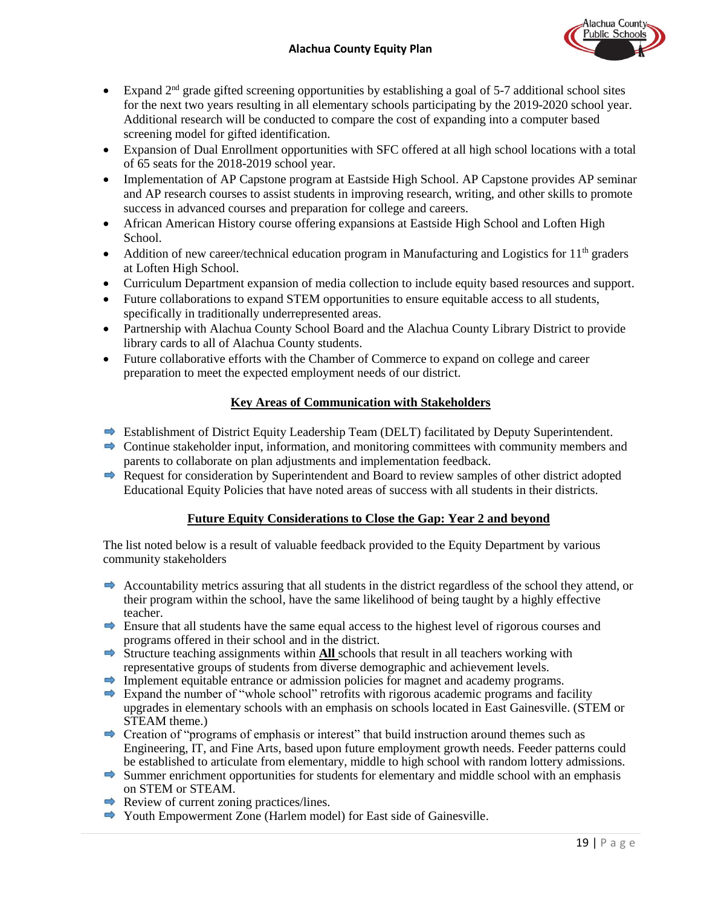- Expand 2nd grade gifted screening opportunities by establishing a goal of 5-7 additional school sites for the next two years resulting in all elementary schools participating by the 2019-2020 school year. Additional research will be conducted to compare the cost of expanding into a computer based screening model for gifted identification.
- Expansion of Dual Enrollment opportunities with SFC offered at all high school locations with a total of 65 seats for the 2018-2019 school year.
- Implementation of AP Capstone program at Eastside High School. AP Capstone provides AP seminar and AP research courses to assist students in improving research, writing, and other skills to promote success in advanced courses and preparation for college and careers.
- African American History course offering expansions at Eastside High School and Loften High School.
- Addition of new career/technical education program in Manufacturing and Logistics for 11th graders at Loften High School.
- Curriculum Department expansion of media collection to include equity based resources and support.
- Future collaborations to expand STEM opportunities to ensure equitable access to all students, specifically in traditionally underrepresented areas.
- Partnership with Alachua County School Board and the Alachua County Library District to provide library cards to all of Alachua County students.
- Future collaborative efforts with the Chamber of Commerce to expand on college and career preparation to meet the expected employment needs of our district.

## Key Areas of Communication with Stakeholders

- Establishment of District Equity Leadership Team (DELT) facilitated by Deputy Superintendent.
- Continue stakeholder input, information, and monitoring committees with community members and parents to collaborate on plan adjustments and implementation feedback.
- Request for consideration by Superintendent and Board to review samples of other district adopted Educational Equity Policies that have noted areas of success with all students in their districts.

## Future Equity Considerations to Close the Gap: Year 2 and beyond

The list noted below is a result of valuable feedback provided to the Equity Department by various community stakeholders

- Accountability metrics assuring that all students in the district regardless of the school they attend, or their program within the school, have the same likelihood of being taught by a highly effective teacher.
- Ensure that all students have the same equal access to the highest level of rigorous courses and programs offered in their school and in the district.
- Structure teaching assignments within **All** schools that result in all teachers working with representative groups of students from diverse demographic and achievement levels.
- Implement equitable entrance or admission policies for magnet and academy programs.
- Expand the number of "whole school" retrofits with rigorous academic programs and facility upgrades in elementary schools with an emphasis on schools located in East Gainesville. (STEM or STEAM theme.)
- Creation of "programs of emphasis or interest" that build instruction around themes such as Engineering, IT, and Fine Arts, based upon future employment growth needs. Feeder patterns could be established to articulate from elementary, middle to high school with random lottery admissions.
- Summer enrichment opportunities for students for elementary and middle school with an emphasis on STEM or STEAM.
- Review of current zoning practices/lines.
- Youth Empowerment Zone (Harlem model) for East side of Gainesville.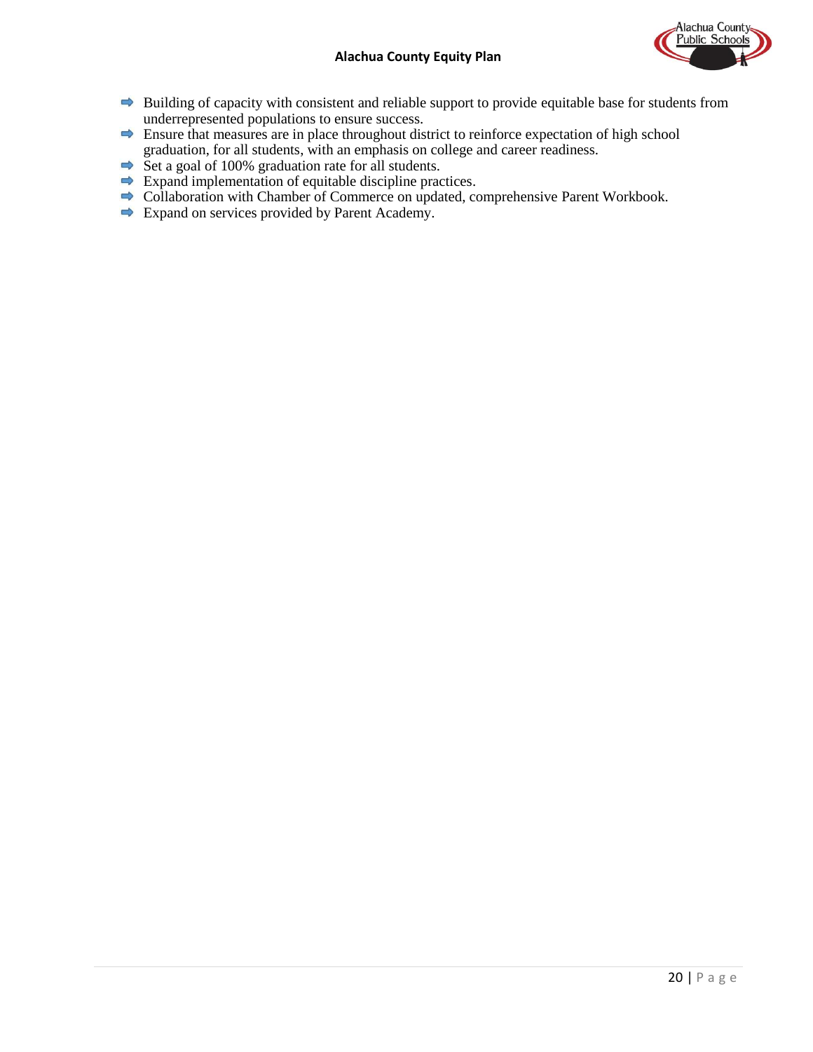- Building of capacity with consistent and reliable support to provide equitable base for students from underrepresented populations to ensure success.
- Ensure that measures are in place throughout district to reinforce expectation of high school graduation, for all students, with an emphasis on college and career readiness.
- Set a goal of 100% graduation rate for all students.
- Expand implementation of equitable discipline practices.
- Collaboration with Chamber of Commerce on updated, comprehensive Parent Workbook.
- Expand on services provided by Parent Academy.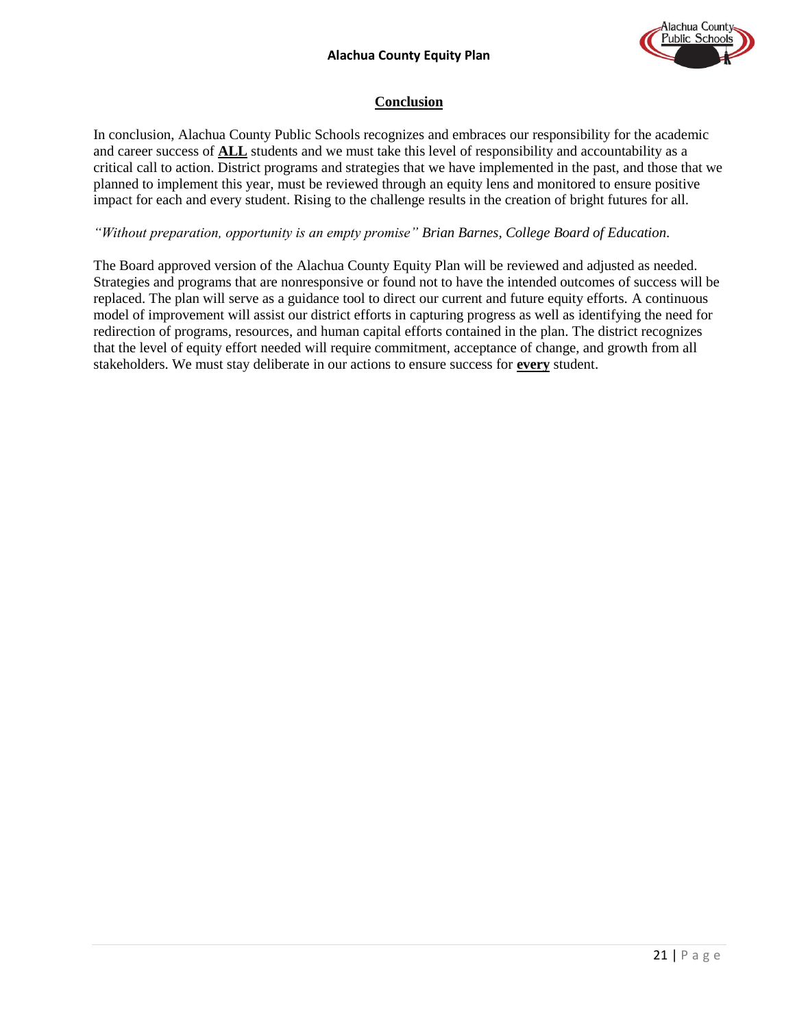## Conclusion

In conclusion, Alachua County Public Schools recognizes and embraces our responsibility for the academic and career success of **ALL** students and we must take this level of responsibility and accountability as a critical call to action. District programs and strategies that we have implemented in the past, and those that we planned to implement this year, must be reviewed through an equity lens and monitored to ensure positive impact for each and every student. Rising to the challenge results in the creation of bright futures for all.

*"Without preparation, opportunity is an empty promise" Brian Barnes, College Board of Education.*

The Board approved version of the Alachua County Equity Plan will be reviewed and adjusted as needed. Strategies and programs that are nonresponsive or found not to have the intended outcomes of success will be replaced. The plan will serve as a guidance tool to direct our current and future equity efforts. A continuous model of improvement will assist our district efforts in capturing progress as well as identifying the need for redirection of programs, resources, and human capital efforts contained in the plan. The district recognizes that the level of equity effort needed will require commitment, acceptance of change, and growth from all stakeholders. We must stay deliberate in our actions to ensure success for **every** student.